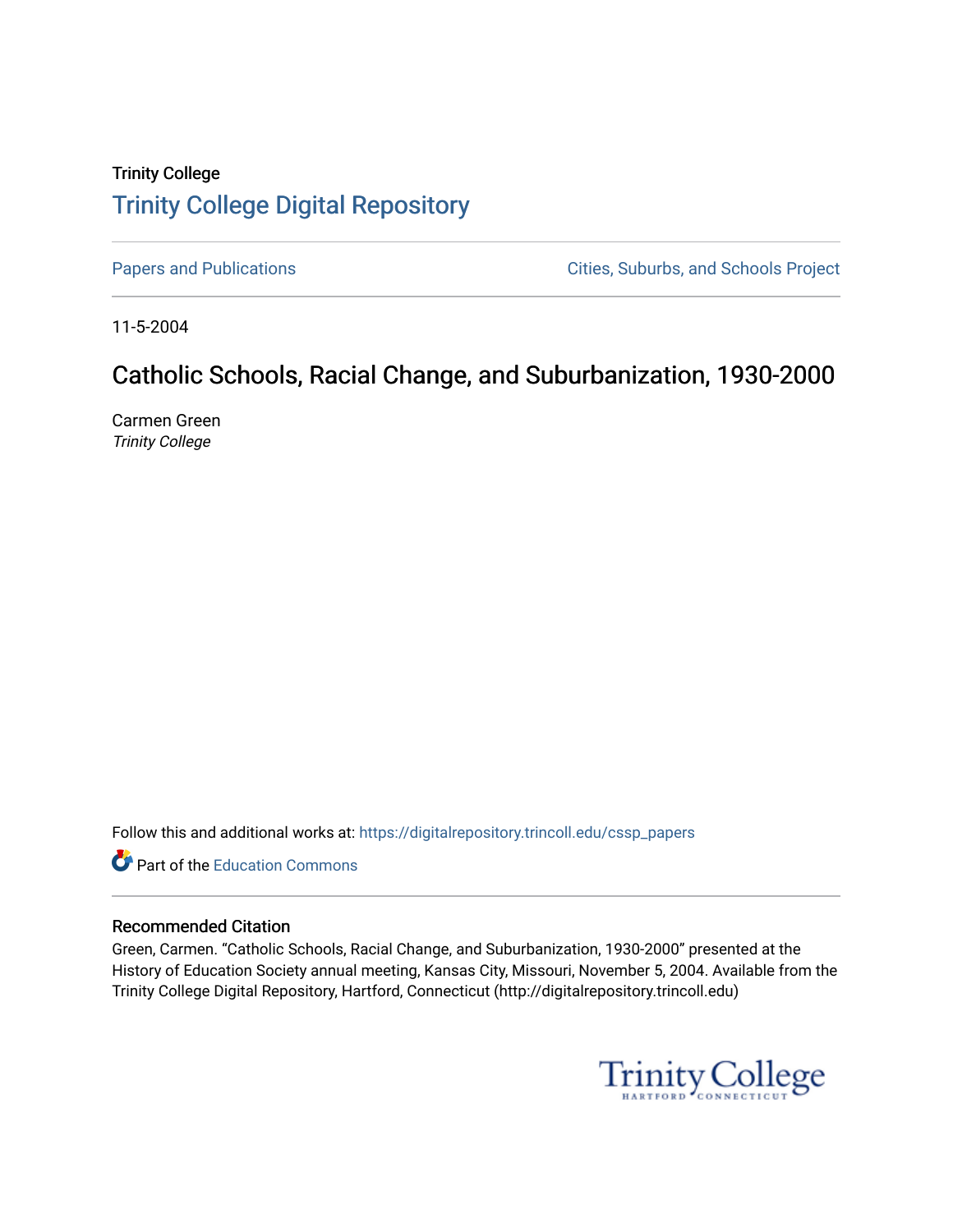Trinity College

# Trinity College Digital Repository

Papers and Publications | Cities, Suburbs, and Schools Project

11-5-2004

## Catholic Schools, Racial Change, and Suburbanization, 1930-2000

Carmen Green
*Trinity College*

Follow this and additional works at: https://digitalrepository.trincoll.edu/cssp_papers

Part of the Education Commons

### Recommended Citation

Green, Carmen. "Catholic Schools, Racial Change, and Suburbanization, 1930-2000" presented at the History of Education Society annual meeting, Kansas City, Missouri, November 5, 2004. Available from the Trinity College Digital Repository, Hartford, Connecticut (http://digitalrepository.trincoll.edu)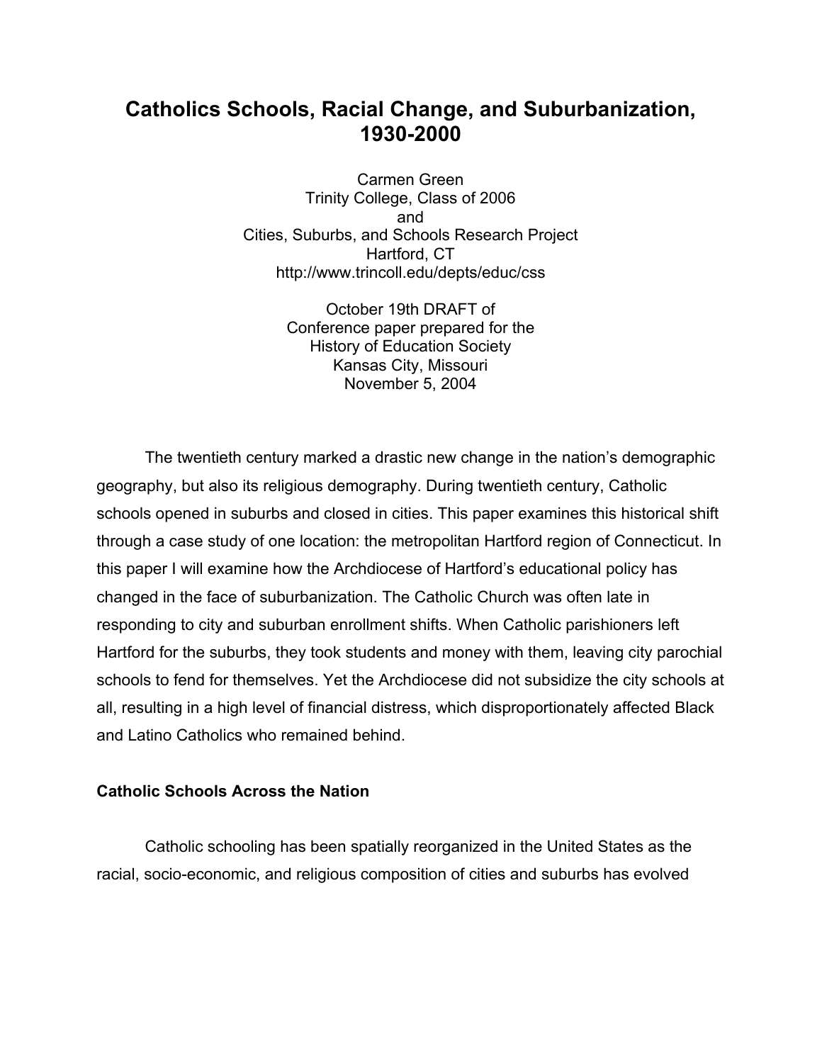# Catholics Schools, Racial Change, and Suburbanization, 1930-2000

Carmen Green
Trinity College, Class of 2006
and
Cities, Suburbs, and Schools Research Project
Hartford, CT
http://www.trincoll.edu/depts/educ/css

October 19th DRAFT of
Conference paper prepared for the
History of Education Society
Kansas City, Missouri
November 5, 2004

The twentieth century marked a drastic new change in the nation's demographic geography, but also its religious demography. During twentieth century, Catholic schools opened in suburbs and closed in cities. This paper examines this historical shift through a case study of one location: the metropolitan Hartford region of Connecticut. In this paper I will examine how the Archdiocese of Hartford's educational policy has changed in the face of suburbanization. The Catholic Church was often late in responding to city and suburban enrollment shifts. When Catholic parishioners left Hartford for the suburbs, they took students and money with them, leaving city parochial schools to fend for themselves. Yet the Archdiocese did not subsidize the city schools at all, resulting in a high level of financial distress, which disproportionately affected Black and Latino Catholics who remained behind.

**Catholic Schools Across the Nation**

Catholic schooling has been spatially reorganized in the United States as the racial, socio-economic, and religious composition of cities and suburbs has evolved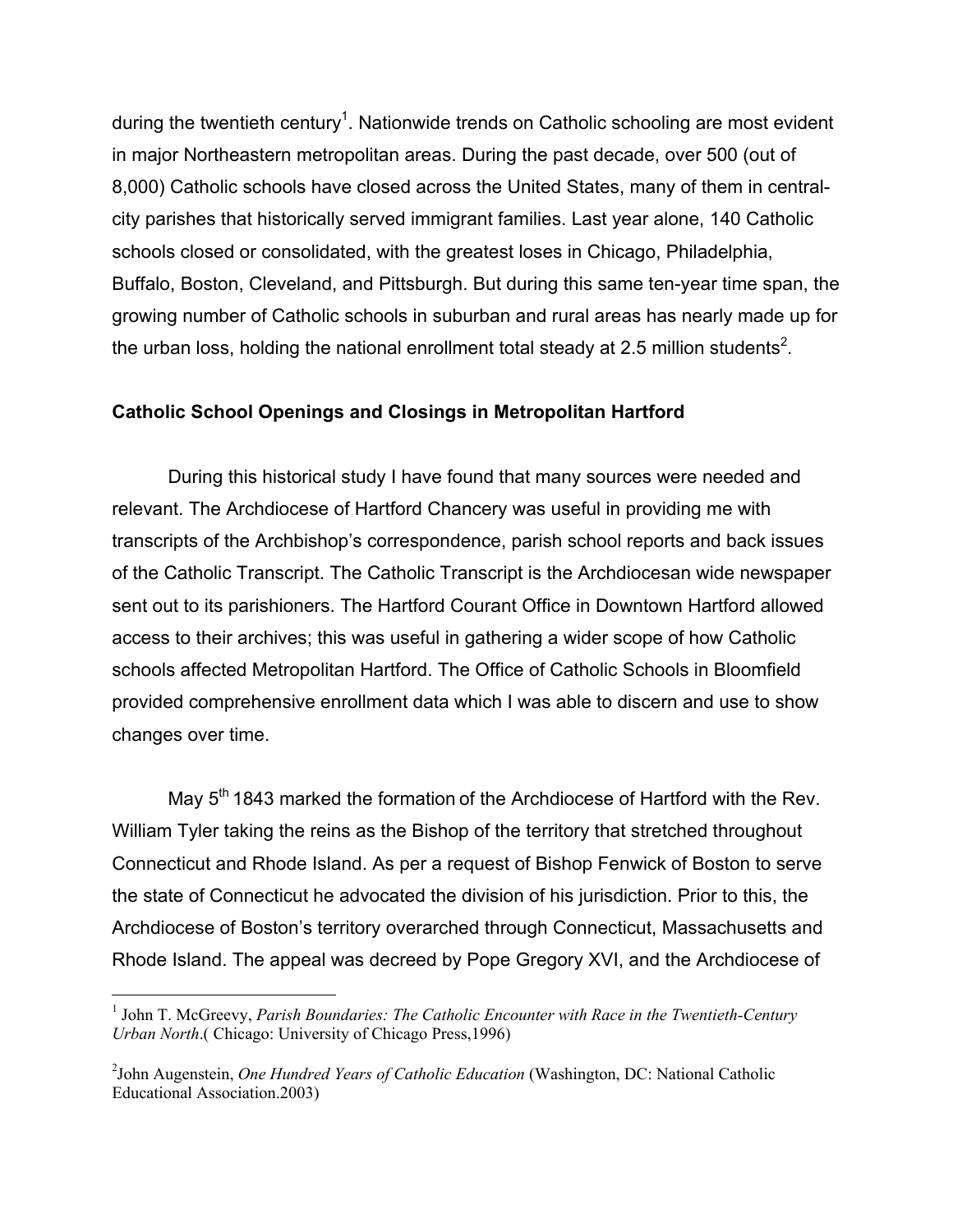during the twentieth century[1]. Nationwide trends on Catholic schooling are most evident in major Northeastern metropolitan areas. During the past decade, over 500 (out of 8,000) Catholic schools have closed across the United States, many of them in central-city parishes that historically served immigrant families. Last year alone, 140 Catholic schools closed or consolidated, with the greatest loses in Chicago, Philadelphia, Buffalo, Boston, Cleveland, and Pittsburgh. But during this same ten-year time span, the growing number of Catholic schools in suburban and rural areas has nearly made up for the urban loss, holding the national enrollment total steady at 2.5 million students[2].

**Catholic School Openings and Closings in Metropolitan Hartford**

During this historical study I have found that many sources were needed and relevant. The Archdiocese of Hartford Chancery was useful in providing me with transcripts of the Archbishop's correspondence, parish school reports and back issues of the Catholic Transcript. The Catholic Transcript is the Archdiocesan wide newspaper sent out to its parishioners. The Hartford Courant Office in Downtown Hartford allowed access to their archives; this was useful in gathering a wider scope of how Catholic schools affected Metropolitan Hartford. The Office of Catholic Schools in Bloomfield provided comprehensive enrollment data which I was able to discern and use to show changes over time.

May 5th 1843 marked the formation of the Archdiocese of Hartford with the Rev. William Tyler taking the reins as the Bishop of the territory that stretched throughout Connecticut and Rhode Island. As per a request of Bishop Fenwick of Boston to serve the state of Connecticut he advocated the division of his jurisdiction. Prior to this, the Archdiocese of Boston's territory overarched through Connecticut, Massachusetts and Rhode Island. The appeal was decreed by Pope Gregory XVI, and the Archdiocese of

---

[1] John T. McGreevy, *Parish Boundaries: The Catholic Encounter with Race in the Twentieth-Century Urban North*.( Chicago: University of Chicago Press,1996)

[2] John Augenstein, *One Hundred Years of Catholic Education* (Washington, DC: National Catholic Educational Association.2003)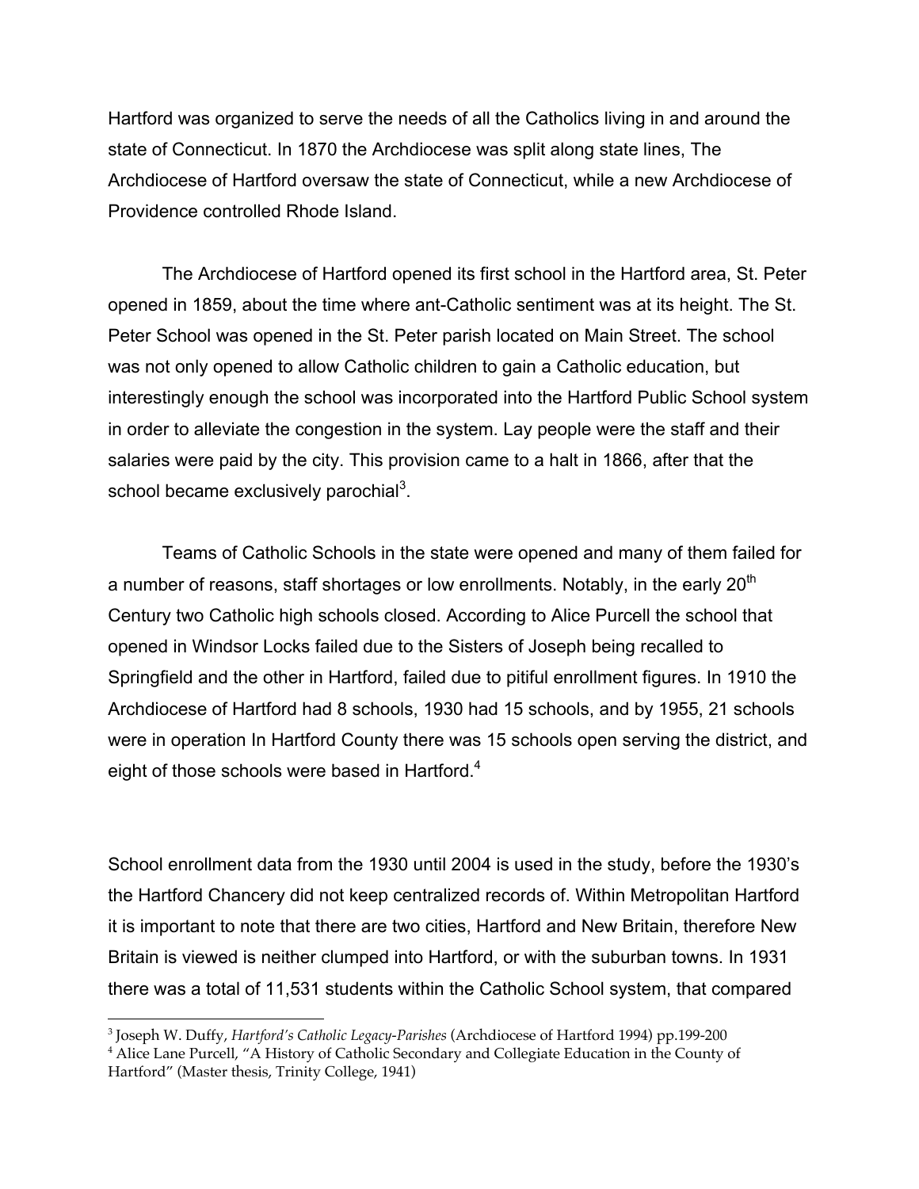Hartford was organized to serve the needs of all the Catholics living in and around the state of Connecticut. In 1870 the Archdiocese was split along state lines, The Archdiocese of Hartford oversaw the state of Connecticut, while a new Archdiocese of Providence controlled Rhode Island.

The Archdiocese of Hartford opened its first school in the Hartford area, St. Peter opened in 1859, about the time where ant-Catholic sentiment was at its height. The St. Peter School was opened in the St. Peter parish located on Main Street. The school was not only opened to allow Catholic children to gain a Catholic education, but interestingly enough the school was incorporated into the Hartford Public School system in order to alleviate the congestion in the system. Lay people were the staff and their salaries were paid by the city. This provision came to a halt in 1866, after that the school became exclusively parochial[3].

Teams of Catholic Schools in the state were opened and many of them failed for a number of reasons, staff shortages or low enrollments. Notably, in the early 20th Century two Catholic high schools closed. According to Alice Purcell the school that opened in Windsor Locks failed due to the Sisters of Joseph being recalled to Springfield and the other in Hartford, failed due to pitiful enrollment figures. In 1910 the Archdiocese of Hartford had 8 schools, 1930 had 15 schools, and by 1955, 21 schools were in operation In Hartford County there was 15 schools open serving the district, and eight of those schools were based in Hartford.[4]

School enrollment data from the 1930 until 2004 is used in the study, before the 1930's the Hartford Chancery did not keep centralized records of. Within Metropolitan Hartford it is important to note that there are two cities, Hartford and New Britain, therefore New Britain is viewed is neither clumped into Hartford, or with the suburban towns. In 1931 there was a total of 11,531 students within the Catholic School system, that compared

---

[3] Joseph W. Duffy, *Hartford's Catholic Legacy-Parishes* (Archdiocese of Hartford 1994) pp.199-200

[4] Alice Lane Purcell, "A History of Catholic Secondary and Collegiate Education in the County of Hartford" (Master thesis, Trinity College, 1941)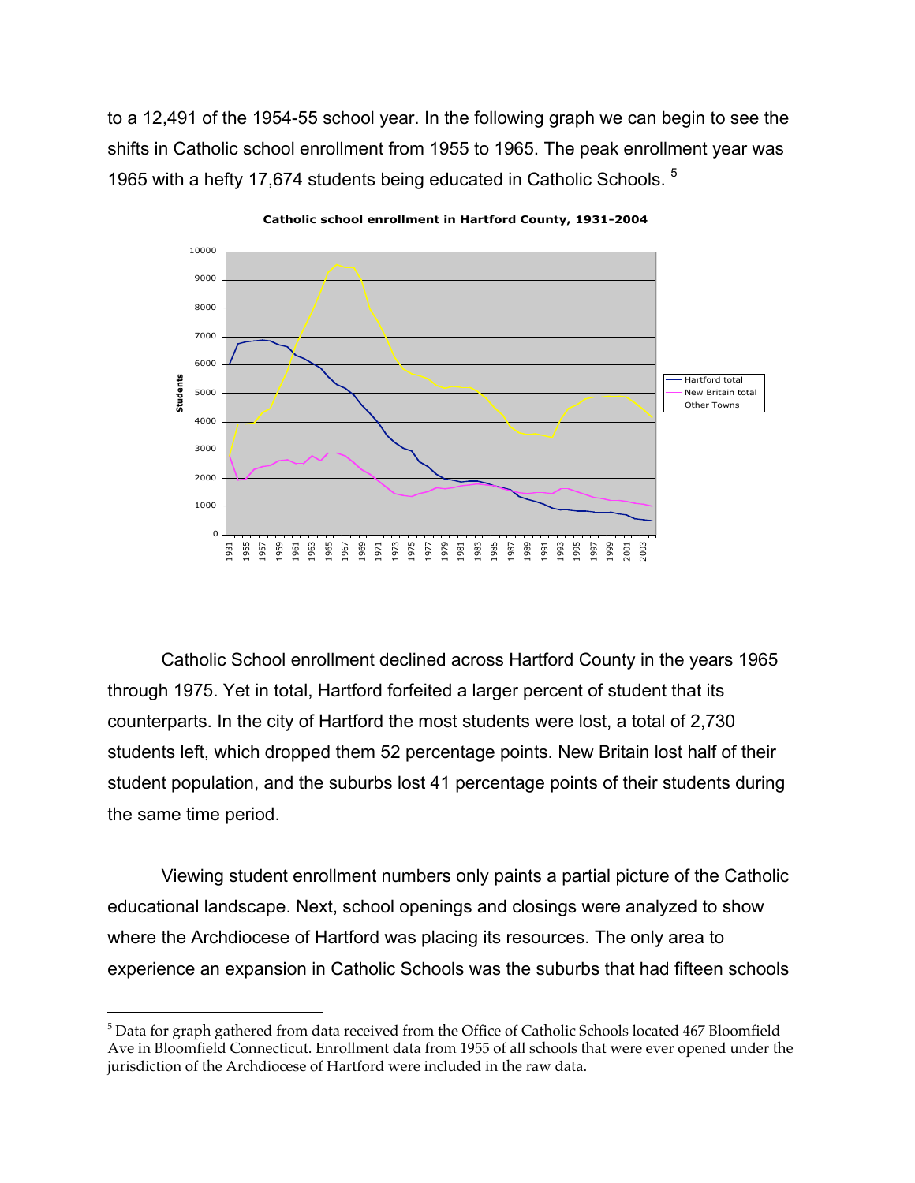to a 12,491 of the 1954-55 school year. In the following graph we can begin to see the shifts in Catholic school enrollment from 1955 to 1965. The peak enrollment year was 1965 with a hefty 17,674 students being educated in Catholic Schools. [5]

**Catholic school enrollment in Hartford County, 1931-2004**

Catholic School enrollment declined across Hartford County in the years 1965 through 1975. Yet in total, Hartford forfeited a larger percent of student that its counterparts. In the city of Hartford the most students were lost, a total of 2,730 students left, which dropped them 52 percentage points. New Britain lost half of their student population, and the suburbs lost 41 percentage points of their students during the same time period.

Viewing student enrollment numbers only paints a partial picture of the Catholic educational landscape. Next, school openings and closings were analyzed to show where the Archdiocese of Hartford was placing its resources. The only area to experience an expansion in Catholic Schools was the suburbs that had fifteen schools

---

[5] Data for graph gathered from data received from the Office of Catholic Schools located 467 Bloomfield Ave in Bloomfield Connecticut. Enrollment data from 1955 of all schools that were ever opened under the jurisdiction of the Archdiocese of Hartford were included in the raw data.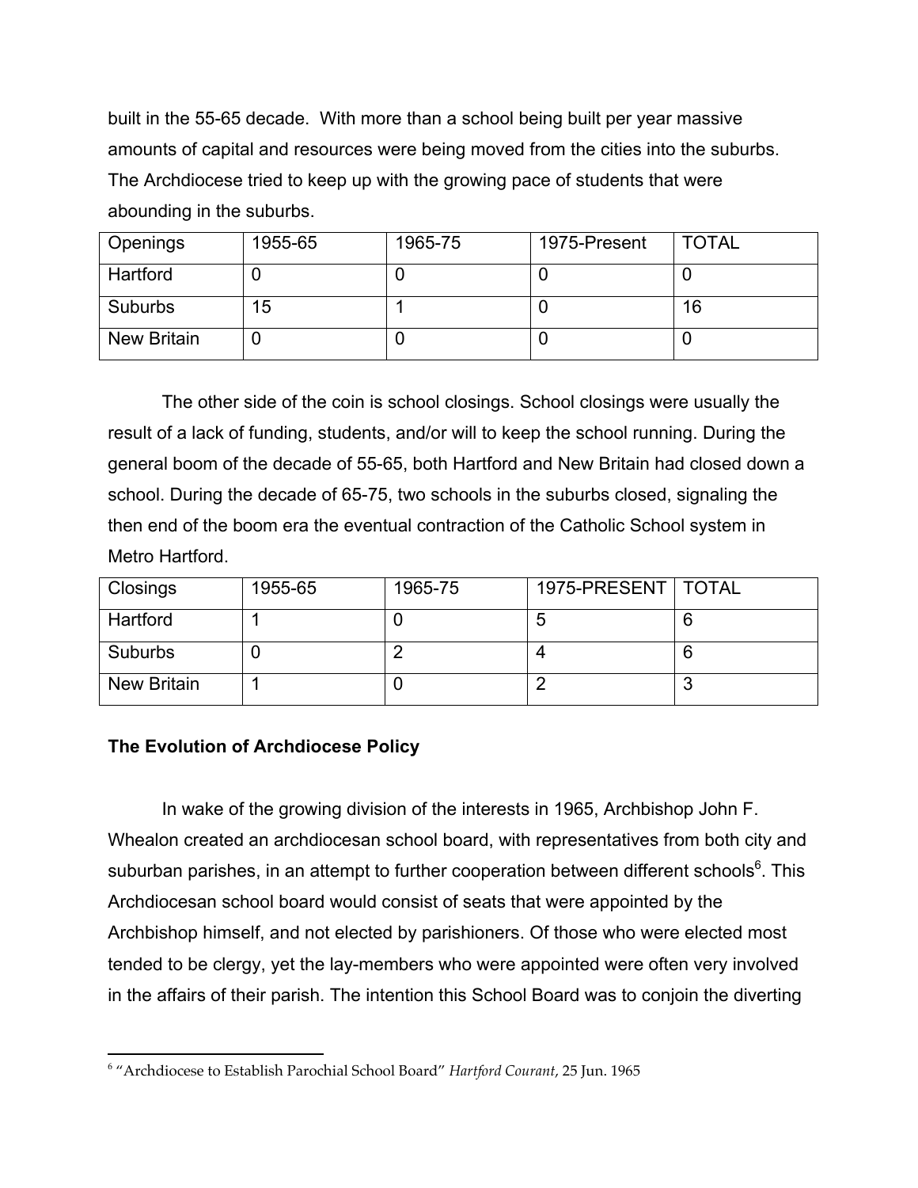built in the 55-65 decade. With more than a school being built per year massive amounts of capital and resources were being moved from the cities into the suburbs. The Archdiocese tried to keep up with the growing pace of students that were abounding in the suburbs.

| Openings | 1955-65 | 1965-75 | 1975-Present | TOTAL |
|---|---|---|---|---|
| Hartford | 0 | 0 | 0 | 0 |
| Suburbs | 15 | 1 | 0 | 16 |
| New Britain | 0 | 0 | 0 | 0 |

The other side of the coin is school closings. School closings were usually the result of a lack of funding, students, and/or will to keep the school running. During the general boom of the decade of 55-65, both Hartford and New Britain had closed down a school. During the decade of 65-75, two schools in the suburbs closed, signaling the then end of the boom era the eventual contraction of the Catholic School system in Metro Hartford.

| Closings | 1955-65 | 1965-75 | 1975-PRESENT | TOTAL |
|---|---|---|---|---|
| Hartford | 1 | 0 | 5 | 6 |
| Suburbs | 0 | 2 | 4 | 6 |
| New Britain | 1 | 0 | 2 | 3 |

**The Evolution of Archdiocese Policy**

In wake of the growing division of the interests in 1965, Archbishop John F. Whealon created an archdiocesan school board, with representatives from both city and suburban parishes, in an attempt to further cooperation between different schools[6]. This Archdiocesan school board would consist of seats that were appointed by the Archbishop himself, and not elected by parishioners. Of those who were elected most tended to be clergy, yet the lay-members who were appointed were often very involved in the affairs of their parish. The intention this School Board was to conjoin the diverting

[6] "Archdiocese to Establish Parochial School Board" *Hartford Courant*, 25 Jun. 1965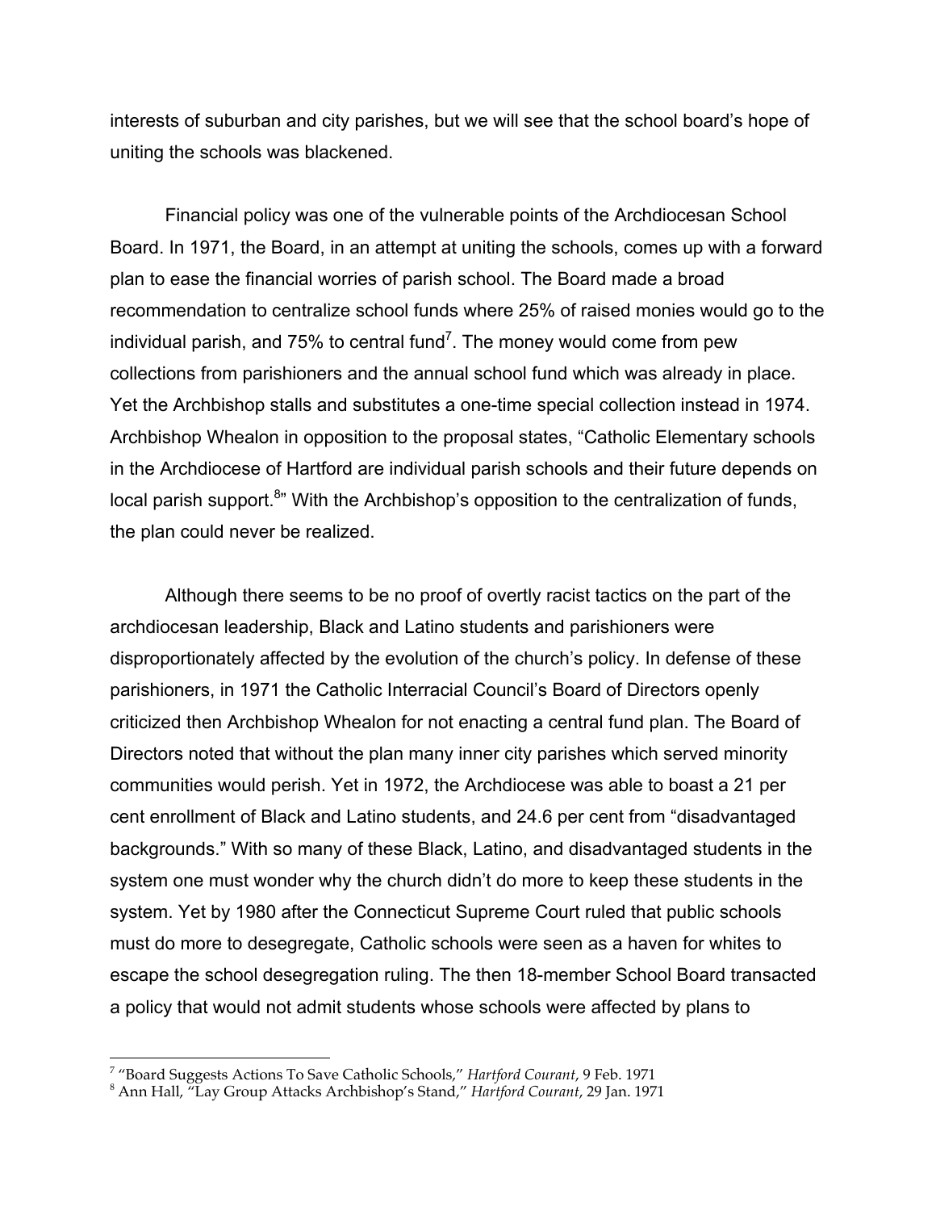interests of suburban and city parishes, but we will see that the school board's hope of uniting the schools was blackened.

Financial policy was one of the vulnerable points of the Archdiocesan School Board. In 1971, the Board, in an attempt at uniting the schools, comes up with a forward plan to ease the financial worries of parish school. The Board made a broad recommendation to centralize school funds where 25% of raised monies would go to the individual parish, and 75% to central fund[7]. The money would come from pew collections from parishioners and the annual school fund which was already in place. Yet the Archbishop stalls and substitutes a one-time special collection instead in 1974. Archbishop Whealon in opposition to the proposal states, "Catholic Elementary schools in the Archdiocese of Hartford are individual parish schools and their future depends on local parish support.[8]" With the Archbishop's opposition to the centralization of funds, the plan could never be realized.

Although there seems to be no proof of overtly racist tactics on the part of the archdiocesan leadership, Black and Latino students and parishioners were disproportionately affected by the evolution of the church's policy. In defense of these parishioners, in 1971 the Catholic Interracial Council's Board of Directors openly criticized then Archbishop Whealon for not enacting a central fund plan. The Board of Directors noted that without the plan many inner city parishes which served minority communities would perish. Yet in 1972, the Archdiocese was able to boast a 21 per cent enrollment of Black and Latino students, and 24.6 per cent from "disadvantaged backgrounds." With so many of these Black, Latino, and disadvantaged students in the system one must wonder why the church didn't do more to keep these students in the system. Yet by 1980 after the Connecticut Supreme Court ruled that public schools must do more to desegregate, Catholic schools were seen as a haven for whites to escape the school desegregation ruling. The then 18-member School Board transacted a policy that would not admit students whose schools were affected by plans to

---

[7] "Board Suggests Actions To Save Catholic Schools," *Hartford Courant*, 9 Feb. 1971

[8] Ann Hall, "Lay Group Attacks Archbishop's Stand," *Hartford Courant*, 29 Jan. 1971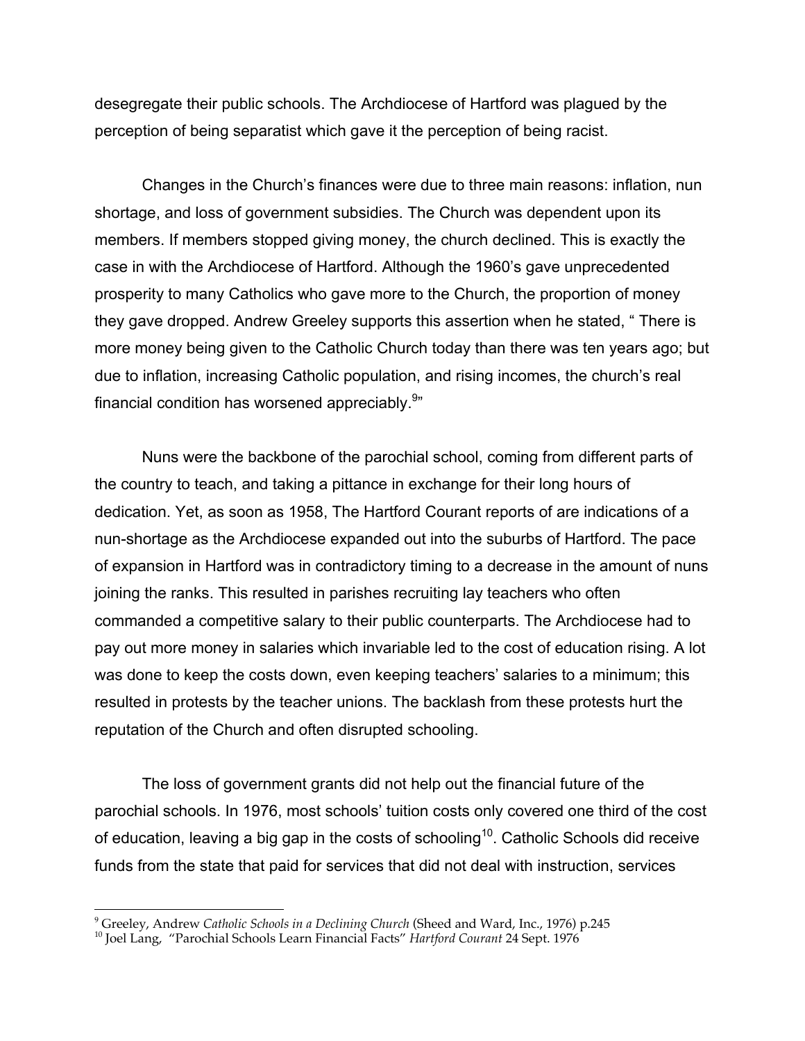desegregate their public schools. The Archdiocese of Hartford was plagued by the perception of being separatist which gave it the perception of being racist.

Changes in the Church's finances were due to three main reasons: inflation, nun shortage, and loss of government subsidies. The Church was dependent upon its members. If members stopped giving money, the church declined. This is exactly the case in with the Archdiocese of Hartford. Although the 1960's gave unprecedented prosperity to many Catholics who gave more to the Church, the proportion of money they gave dropped. Andrew Greeley supports this assertion when he stated, " There is more money being given to the Catholic Church today than there was ten years ago; but due to inflation, increasing Catholic population, and rising incomes, the church's real financial condition has worsened appreciably.[9]"

Nuns were the backbone of the parochial school, coming from different parts of the country to teach, and taking a pittance in exchange for their long hours of dedication. Yet, as soon as 1958, The Hartford Courant reports of are indications of a nun-shortage as the Archdiocese expanded out into the suburbs of Hartford. The pace of expansion in Hartford was in contradictory timing to a decrease in the amount of nuns joining the ranks. This resulted in parishes recruiting lay teachers who often commanded a competitive salary to their public counterparts. The Archdiocese had to pay out more money in salaries which invariable led to the cost of education rising. A lot was done to keep the costs down, even keeping teachers' salaries to a minimum; this resulted in protests by the teacher unions. The backlash from these protests hurt the reputation of the Church and often disrupted schooling.

The loss of government grants did not help out the financial future of the parochial schools. In 1976, most schools' tuition costs only covered one third of the cost of education, leaving a big gap in the costs of schooling[10]. Catholic Schools did receive funds from the state that paid for services that did not deal with instruction, services

---

[9] Greeley, Andrew *Catholic Schools in a Declining Church* (Sheed and Ward, Inc., 1976) p.245

[10] Joel Lang, "Parochial Schools Learn Financial Facts" *Hartford Courant* 24 Sept. 1976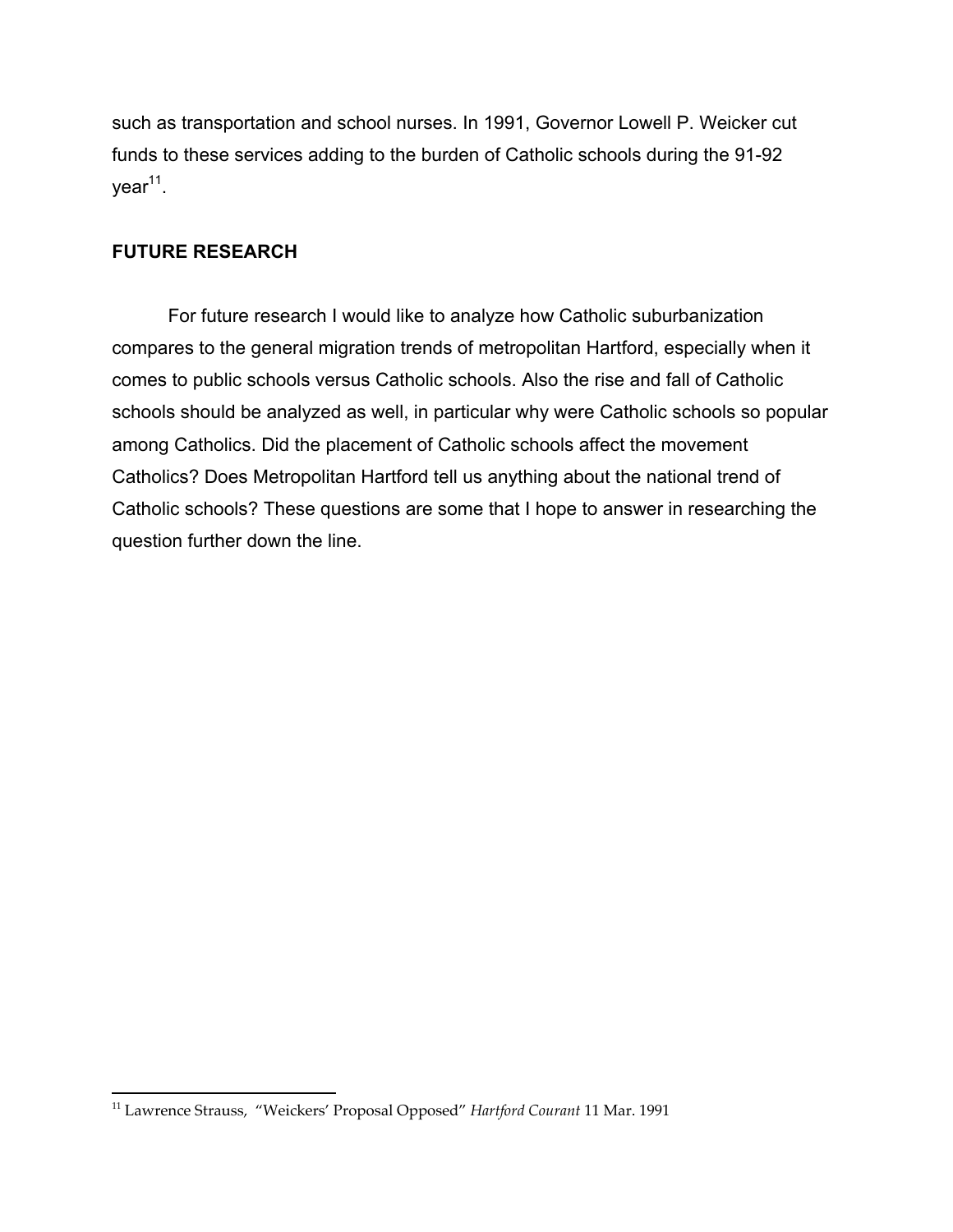such as transportation and school nurses. In 1991, Governor Lowell P. Weicker cut funds to these services adding to the burden of Catholic schools during the 91-92 year[11].

## FUTURE RESEARCH

For future research I would like to analyze how Catholic suburbanization compares to the general migration trends of metropolitan Hartford, especially when it comes to public schools versus Catholic schools. Also the rise and fall of Catholic schools should be analyzed as well, in particular why were Catholic schools so popular among Catholics. Did the placement of Catholic schools affect the movement Catholics? Does Metropolitan Hartford tell us anything about the national trend of Catholic schools? These questions are some that I hope to answer in researching the question further down the line.

---

[11] Lawrence Strauss, "Weickers' Proposal Opposed" *Hartford Courant* 11 Mar. 1991